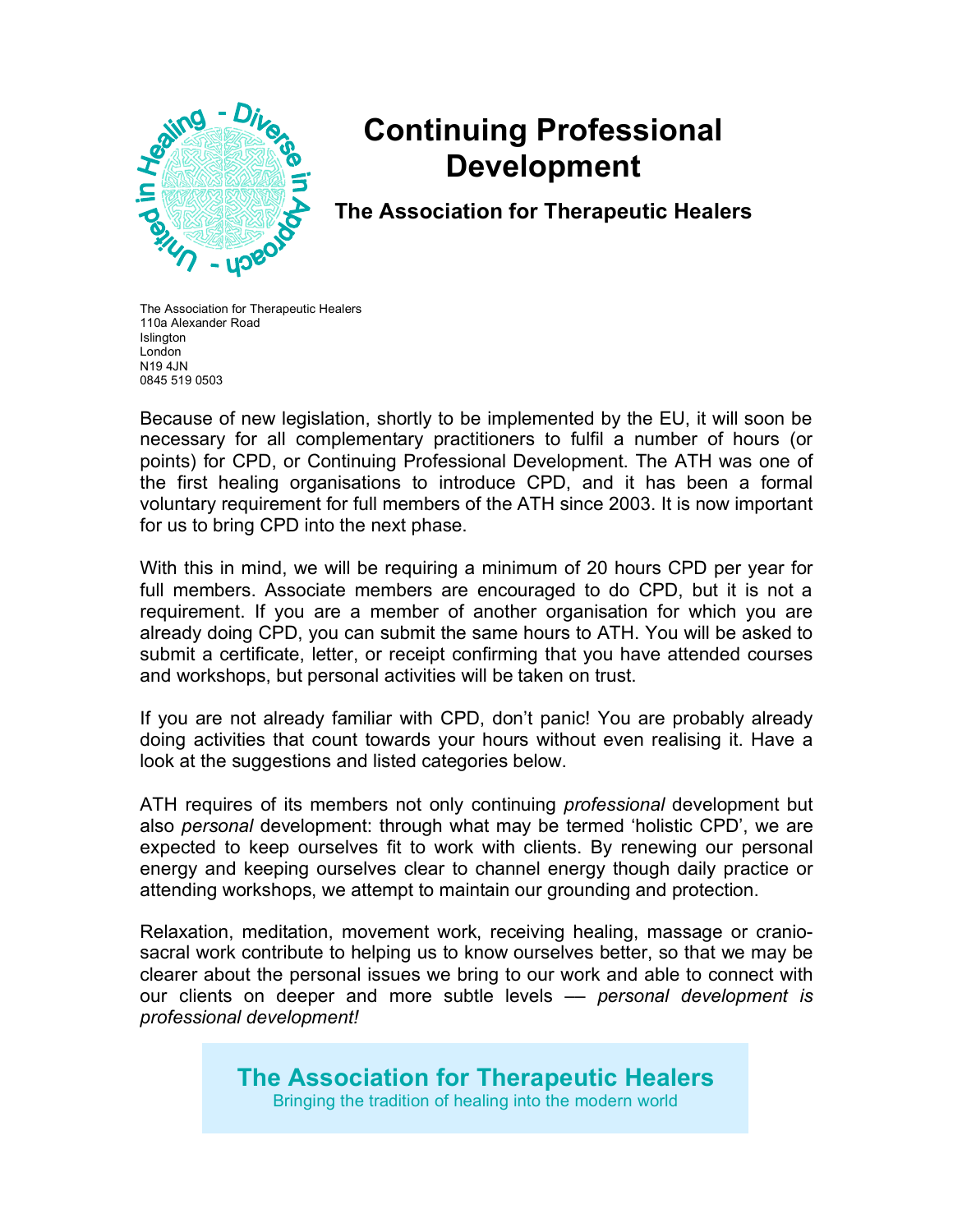# Continuing Professional Development

## The Association for Therapeutic Healers

The Association for Therapeutic Healers
110a Alexander Road
Islington
London
N19 4JN
0845 519 0503

Because of new legislation, shortly to be implemented by the EU, it will soon be necessary for all complementary practitioners to fulfil a number of hours (or points) for CPD, or Continuing Professional Development. The ATH was one of the first healing organisations to introduce CPD, and it has been a formal voluntary requirement for full members of the ATH since 2003. It is now important for us to bring CPD into the next phase.

With this in mind, we will be requiring a minimum of 20 hours CPD per year for full members. Associate members are encouraged to do CPD, but it is not a requirement. If you are a member of another organisation for which you are already doing CPD, you can submit the same hours to ATH. You will be asked to submit a certificate, letter, or receipt confirming that you have attended courses and workshops, but personal activities will be taken on trust.

If you are not already familiar with CPD, don't panic! You are probably already doing activities that count towards your hours without even realising it. Have a look at the suggestions and listed categories below.

ATH requires of its members not only continuing *professional* development but also *personal* development: through what may be termed 'holistic CPD', we are expected to keep ourselves fit to work with clients. By renewing our personal energy and keeping ourselves clear to channel energy though daily practice or attending workshops, we attempt to maintain our grounding and protection.

Relaxation, meditation, movement work, receiving healing, massage or cranio-sacral work contribute to helping us to know ourselves better, so that we may be clearer about the personal issues we bring to our work and able to connect with our clients on deeper and more subtle levels — *personal development is professional development!*

**The Association for Therapeutic Healers**
Bringing the tradition of healing into the modern world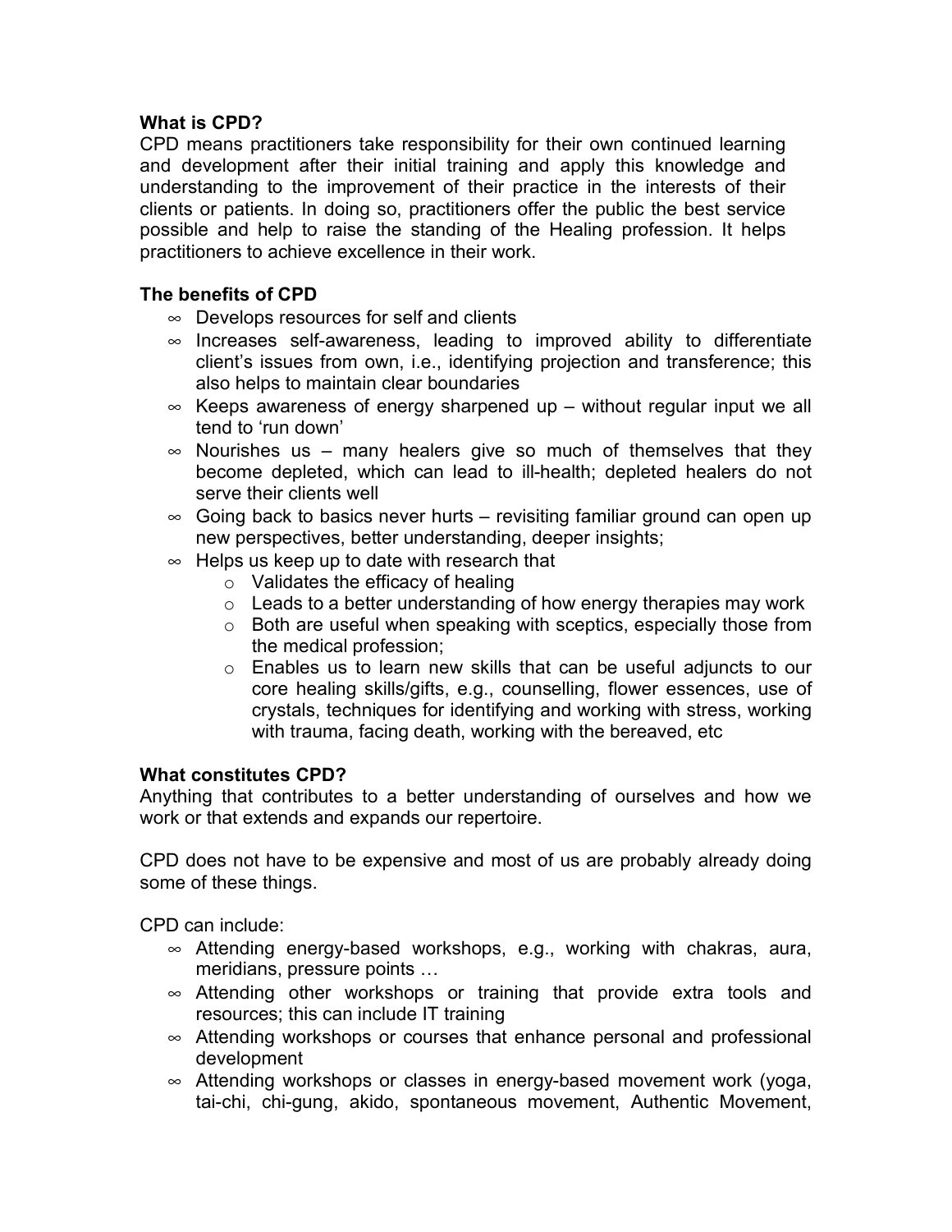**What is CPD?**

CPD means practitioners take responsibility for their own continued learning and development after their initial training and apply this knowledge and understanding to the improvement of their practice in the interests of their clients or patients. In doing so, practitioners offer the public the best service possible and help to raise the standing of the Healing profession. It helps practitioners to achieve excellence in their work.

**The benefits of CPD**

- Develops resources for self and clients
- Increases self-awareness, leading to improved ability to differentiate client's issues from own, i.e., identifying projection and transference; this also helps to maintain clear boundaries
- Keeps awareness of energy sharpened up – without regular input we all tend to 'run down'
- Nourishes us – many healers give so much of themselves that they become depleted, which can lead to ill-health; depleted healers do not serve their clients well
- Going back to basics never hurts – revisiting familiar ground can open up new perspectives, better understanding, deeper insights;
- Helps us keep up to date with research that
  - Validates the efficacy of healing
  - Leads to a better understanding of how energy therapies may work
  - Both are useful when speaking with sceptics, especially those from the medical profession;
  - Enables us to learn new skills that can be useful adjuncts to our core healing skills/gifts, e.g., counselling, flower essences, use of crystals, techniques for identifying and working with stress, working with trauma, facing death, working with the bereaved, etc

**What constitutes CPD?**

Anything that contributes to a better understanding of ourselves and how we work or that extends and expands our repertoire.

CPD does not have to be expensive and most of us are probably already doing some of these things.

CPD can include:

- Attending energy-based workshops, e.g., working with chakras, aura, meridians, pressure points …
- Attending other workshops or training that provide extra tools and resources; this can include IT training
- Attending workshops or courses that enhance personal and professional development
- Attending workshops or classes in energy-based movement work (yoga, tai-chi, chi-gung, akido, spontaneous movement, Authentic Movement,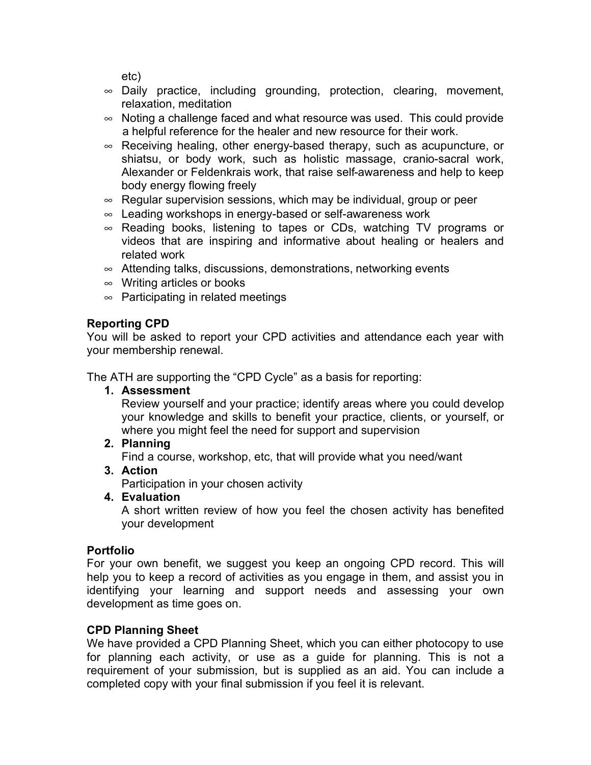etc)

- ∞ Daily practice, including grounding, protection, clearing, movement, relaxation, meditation
- ∞ Noting a challenge faced and what resource was used. This could provide a helpful reference for the healer and new resource for their work.
- ∞ Receiving healing, other energy-based therapy, such as acupuncture, or shiatsu, or body work, such as holistic massage, cranio-sacral work, Alexander or Feldenkrais work, that raise self-awareness and help to keep body energy flowing freely
- ∞ Regular supervision sessions, which may be individual, group or peer
- ∞ Leading workshops in energy-based or self-awareness work
- ∞ Reading books, listening to tapes or CDs, watching TV programs or videos that are inspiring and informative about healing or healers and related work
- ∞ Attending talks, discussions, demonstrations, networking events
- ∞ Writing articles or books
- ∞ Participating in related meetings

**Reporting CPD**

You will be asked to report your CPD activities and attendance each year with your membership renewal.

The ATH are supporting the "CPD Cycle" as a basis for reporting:

1. **Assessment**
   Review yourself and your practice; identify areas where you could develop your knowledge and skills to benefit your practice, clients, or yourself, or where you might feel the need for support and supervision
2. **Planning**
   Find a course, workshop, etc, that will provide what you need/want
3. **Action**
   Participation in your chosen activity
4. **Evaluation**
   A short written review of how you feel the chosen activity has benefited your development

**Portfolio**

For your own benefit, we suggest you keep an ongoing CPD record. This will help you to keep a record of activities as you engage in them, and assist you in identifying your learning and support needs and assessing your own development as time goes on.

**CPD Planning Sheet**

We have provided a CPD Planning Sheet, which you can either photocopy to use for planning each activity, or use as a guide for planning. This is not a requirement of your submission, but is supplied as an aid. You can include a completed copy with your final submission if you feel it is relevant.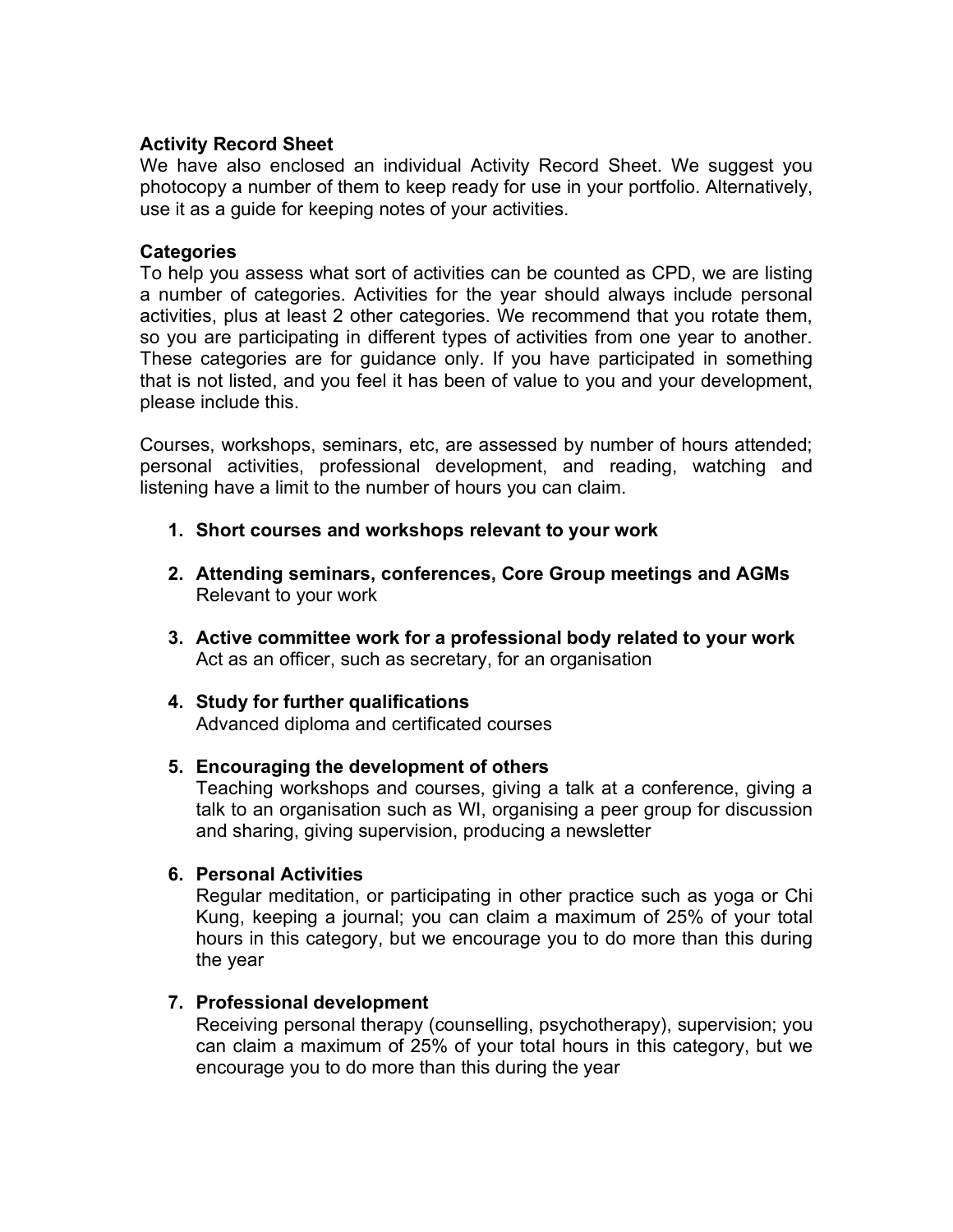**Activity Record Sheet**
We have also enclosed an individual Activity Record Sheet. We suggest you photocopy a number of them to keep ready for use in your portfolio. Alternatively, use it as a guide for keeping notes of your activities.

**Categories**
To help you assess what sort of activities can be counted as CPD, we are listing a number of categories. Activities for the year should always include personal activities, plus at least 2 other categories. We recommend that you rotate them, so you are participating in different types of activities from one year to another. These categories are for guidance only. If you have participated in something that is not listed, and you feel it has been of value to you and your development, please include this.

Courses, workshops, seminars, etc, are assessed by number of hours attended; personal activities, professional development, and reading, watching and listening have a limit to the number of hours you can claim.

1. **Short courses and workshops relevant to your work**

2. **Attending seminars, conferences, Core Group meetings and AGMs**
   Relevant to your work

3. **Active committee work for a professional body related to your work**
   Act as an officer, such as secretary, for an organisation

4. **Study for further qualifications**
   Advanced diploma and certificated courses

5. **Encouraging the development of others**
   Teaching workshops and courses, giving a talk at a conference, giving a talk to an organisation such as WI, organising a peer group for discussion and sharing, giving supervision, producing a newsletter

6. **Personal Activities**
   Regular meditation, or participating in other practice such as yoga or Chi Kung, keeping a journal; you can claim a maximum of 25% of your total hours in this category, but we encourage you to do more than this during the year

7. **Professional development**
   Receiving personal therapy (counselling, psychotherapy), supervision; you can claim a maximum of 25% of your total hours in this category, but we encourage you to do more than this during the year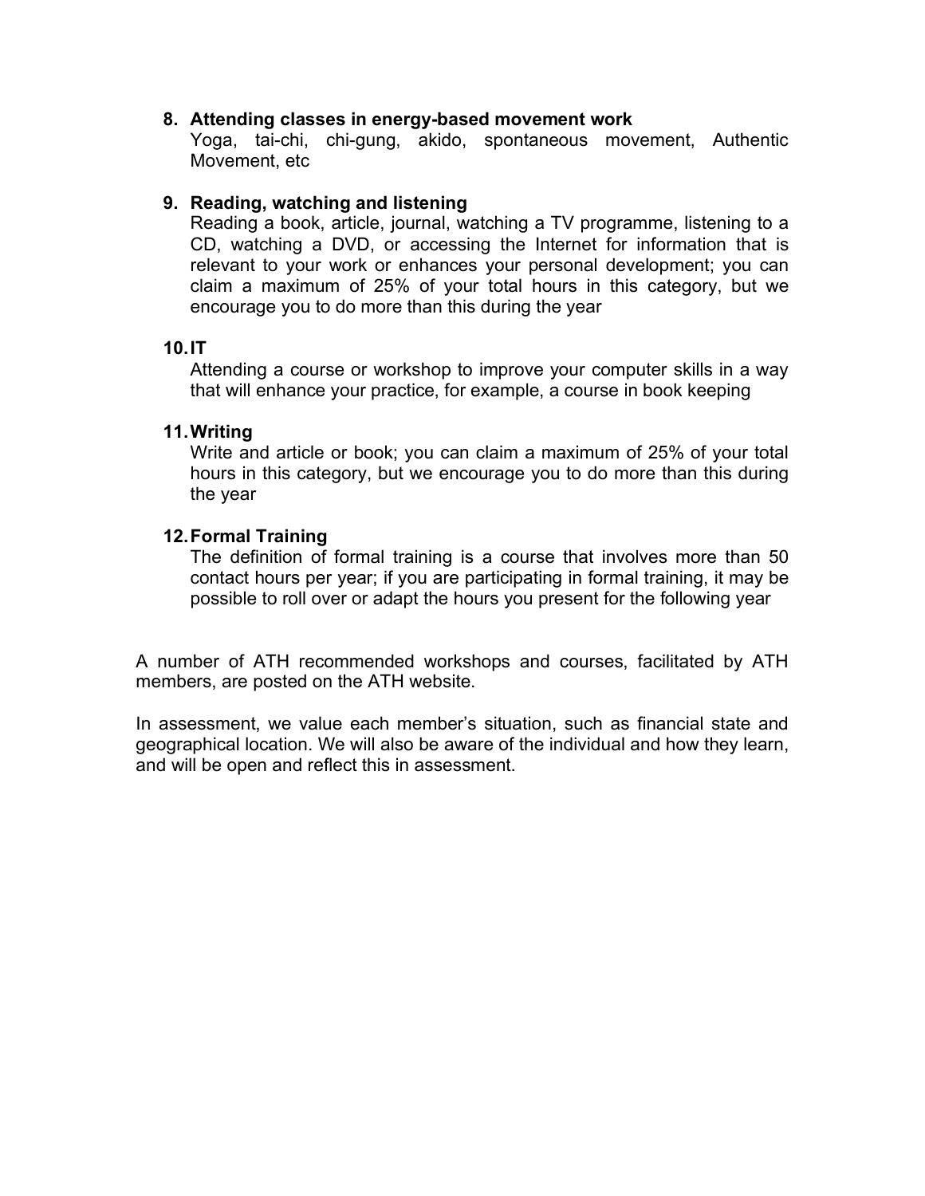8. **Attending classes in energy-based movement work**
   Yoga, tai-chi, chi-gung, akido, spontaneous movement, Authentic Movement, etc

9. **Reading, watching and listening**
   Reading a book, article, journal, watching a TV programme, listening to a CD, watching a DVD, or accessing the Internet for information that is relevant to your work or enhances your personal development; you can claim a maximum of 25% of your total hours in this category, but we encourage you to do more than this during the year

10. **IT**
    Attending a course or workshop to improve your computer skills in a way that will enhance your practice, for example, a course in book keeping

11. **Writing**
    Write and article or book; you can claim a maximum of 25% of your total hours in this category, but we encourage you to do more than this during the year

12. **Formal Training**
    The definition of formal training is a course that involves more than 50 contact hours per year; if you are participating in formal training, it may be possible to roll over or adapt the hours you present for the following year

A number of ATH recommended workshops and courses, facilitated by ATH members, are posted on the ATH website.

In assessment, we value each member's situation, such as financial state and geographical location. We will also be aware of the individual and how they learn, and will be open and reflect this in assessment.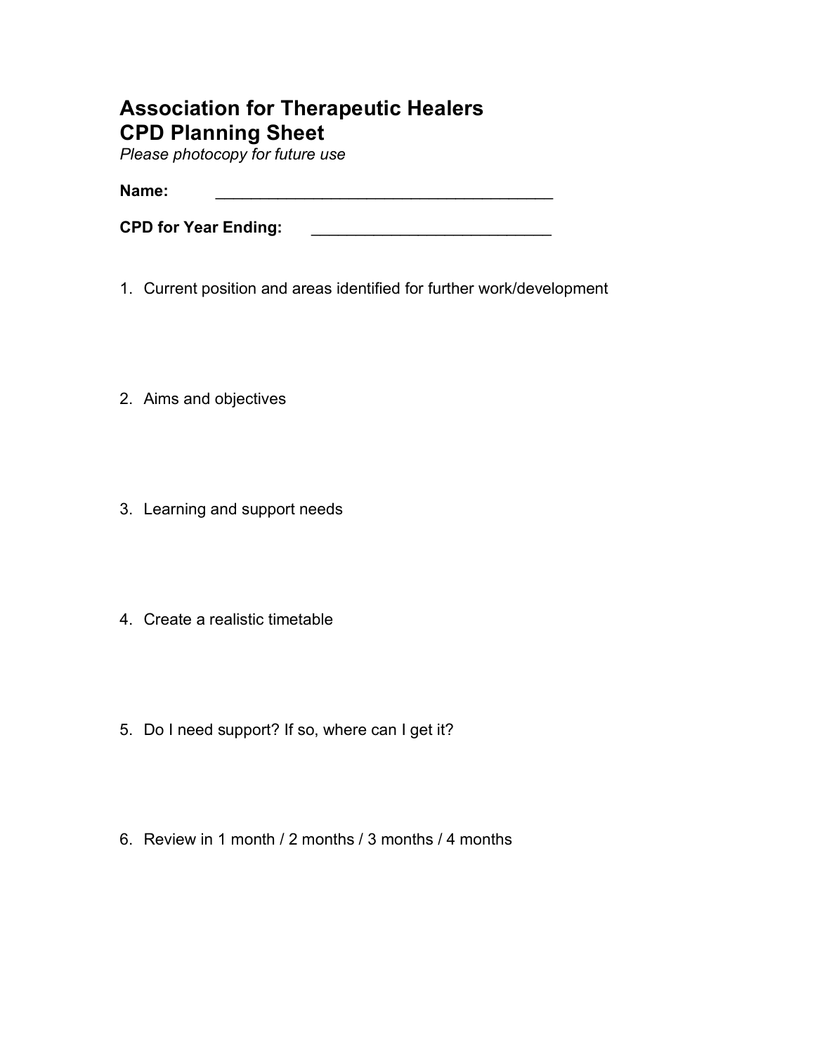# Association for Therapeutic Healers
# CPD Planning Sheet

*Please photocopy for future use*

**Name:** ______________________________________

**CPD for Year Ending:** ___________________________

1. Current position and areas identified for further work/development

2. Aims and objectives

3. Learning and support needs

4. Create a realistic timetable

5. Do I need support? If so, where can I get it?

6. Review in 1 month / 2 months / 3 months / 4 months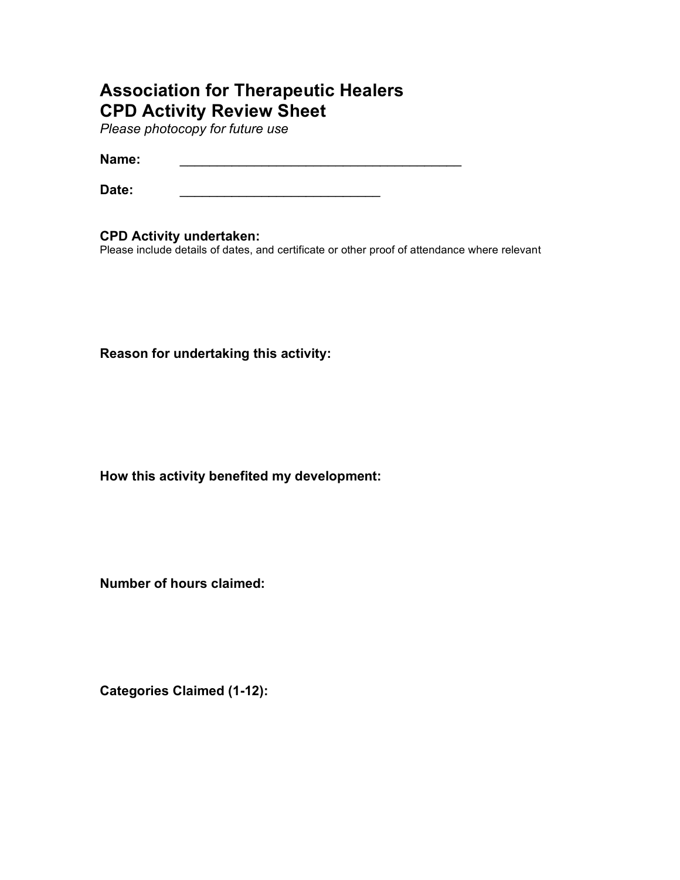# Association for Therapeutic Healers
## CPD Activity Review Sheet

*Please photocopy for future use*

**Name:** _______________________________________

**Date:** ____________________________

**CPD Activity undertaken:**

Please include details of dates, and certificate or other proof of attendance where relevant

**Reason for undertaking this activity:**

**How this activity benefited my development:**

**Number of hours claimed:**

**Categories Claimed (1-12):**